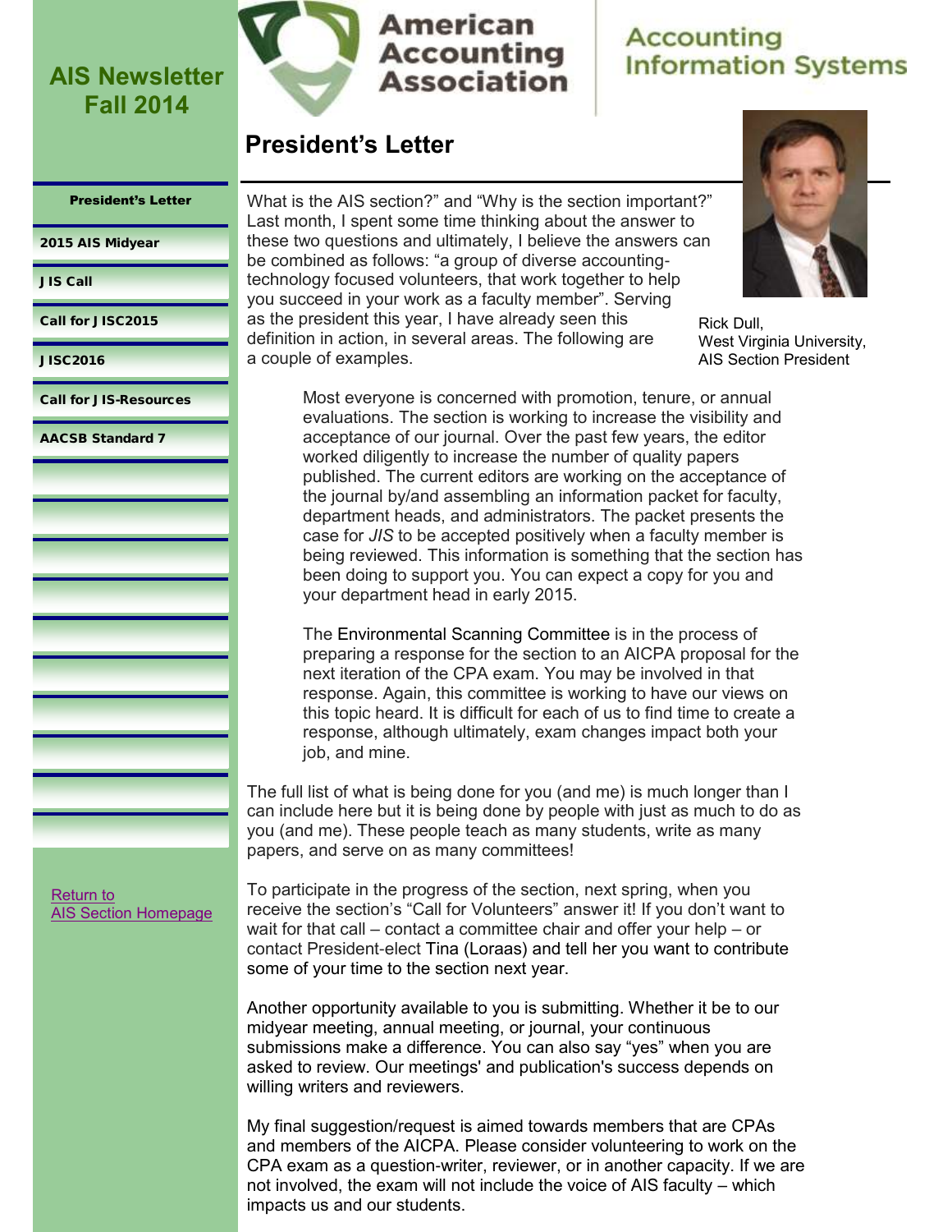# AIS Newsletter Fall 2014

American Accounting Association

Accounting Information Systems

- President's Letter
- 2015 AIS Midyear
- JIS Call
- Call for JISC2015
- JISC2016
- Call for JIS-Resources
- AACSB Standard 7

Return to AIS Section Homepage

## President's Letter

Rick Dull,
West Virginia University,
AIS Section President

What is the AIS section?" and "Why is the section important?" Last month, I spent some time thinking about the answer to these two questions and ultimately, I believe the answers can be combined as follows: "a group of diverse accounting-technology focused volunteers, that work together to help you succeed in your work as a faculty member". Serving as the president this year, I have already seen this definition in action, in several areas. The following are a couple of examples.

> Most everyone is concerned with promotion, tenure, or annual evaluations. The section is working to increase the visibility and acceptance of our journal. Over the past few years, the editor worked diligently to increase the number of quality papers published. The current editors are working on the acceptance of the journal by/and assembling an information packet for faculty, department heads, and administrators. The packet presents the case for *JIS* to be accepted positively when a faculty member is being reviewed. This information is something that the section has been doing to support you. You can expect a copy for you and your department head in early 2015.
>
> The Environmental Scanning Committee is in the process of preparing a response for the section to an AICPA proposal for the next iteration of the CPA exam. You may be involved in that response. Again, this committee is working to have our views on this topic heard. It is difficult for each of us to find time to create a response, although ultimately, exam changes impact both your job, and mine.

The full list of what is being done for you (and me) is much longer than I can include here but it is being done by people with just as much to do as you (and me). These people teach as many students, write as many papers, and serve on as many committees!

To participate in the progress of the section, next spring, when you receive the section's "Call for Volunteers" answer it! If you don't want to wait for that call – contact a committee chair and offer your help – or contact President-elect Tina (Loraas) and tell her you want to contribute some of your time to the section next year.

Another opportunity available to you is submitting. Whether it be to our midyear meeting, annual meeting, or journal, your continuous submissions make a difference. You can also say "yes" when you are asked to review. Our meetings' and publication's success depends on willing writers and reviewers.

My final suggestion/request is aimed towards members that are CPAs and members of the AICPA. Please consider volunteering to work on the CPA exam as a question-writer, reviewer, or in another capacity. If we are not involved, the exam will not include the voice of AIS faculty – which impacts us and our students.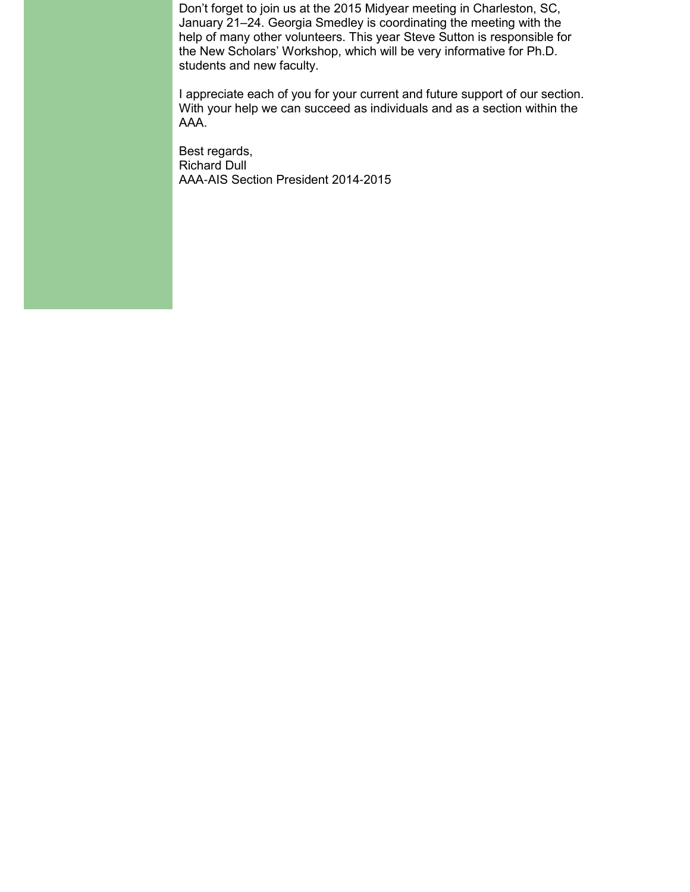Don’t forget to join us at the 2015 Midyear meeting in Charleston, SC, January 21–24. Georgia Smedley is coordinating the meeting with the help of many other volunteers. This year Steve Sutton is responsible for the New Scholars’ Workshop, which will be very informative for Ph.D. students and new faculty.

I appreciate each of you for your current and future support of our section. With your help we can succeed as individuals and as a section within the AAA.

Best regards,
Richard Dull
AAA-AIS Section President 2014-2015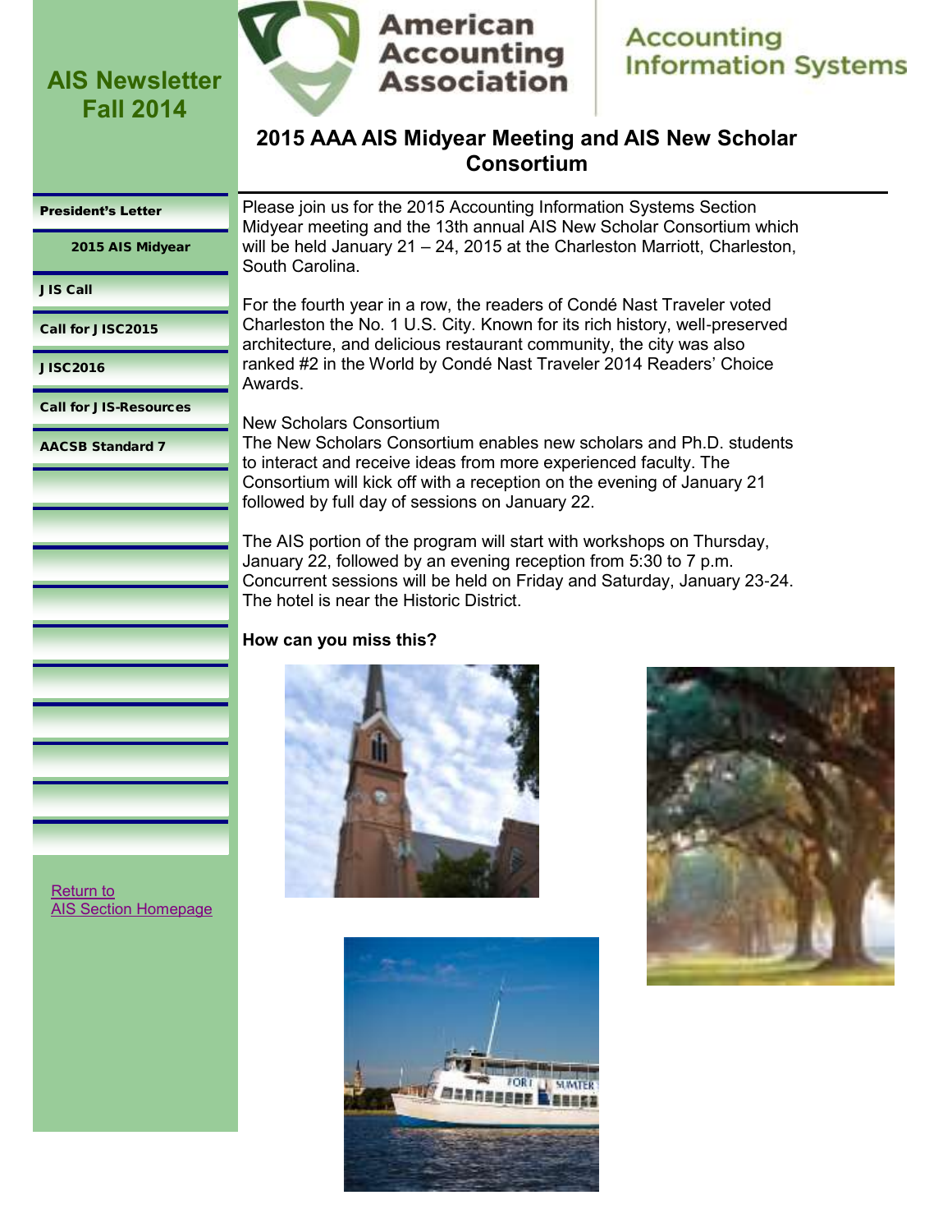AIS Newsletter Fall 2014

- President's Letter
- 2015 AIS Midyear
- JIS Call
- Call for JISC2015
- JISC2016
- Call for JIS-Resources
- AACSB Standard 7

Return to AIS Section Homepage

American Accounting Association | Accounting Information Systems

# 2015 AAA AIS Midyear Meeting and AIS New Scholar Consortium

Please join us for the 2015 Accounting Information Systems Section Midyear meeting and the 13th annual AIS New Scholar Consortium which will be held January 21 – 24, 2015 at the Charleston Marriott, Charleston, South Carolina.

For the fourth year in a row, the readers of Condé Nast Traveler voted Charleston the No. 1 U.S. City. Known for its rich history, well-preserved architecture, and delicious restaurant community, the city was also ranked #2 in the World by Condé Nast Traveler 2014 Readers' Choice Awards.

New Scholars Consortium
The New Scholars Consortium enables new scholars and Ph.D. students to interact and receive ideas from more experienced faculty. The Consortium will kick off with a reception on the evening of January 21 followed by full day of sessions on January 22.

The AIS portion of the program will start with workshops on Thursday, January 22, followed by an evening reception from 5:30 to 7 p.m. Concurrent sessions will be held on Friday and Saturday, January 23-24. The hotel is near the Historic District.

**How can you miss this?**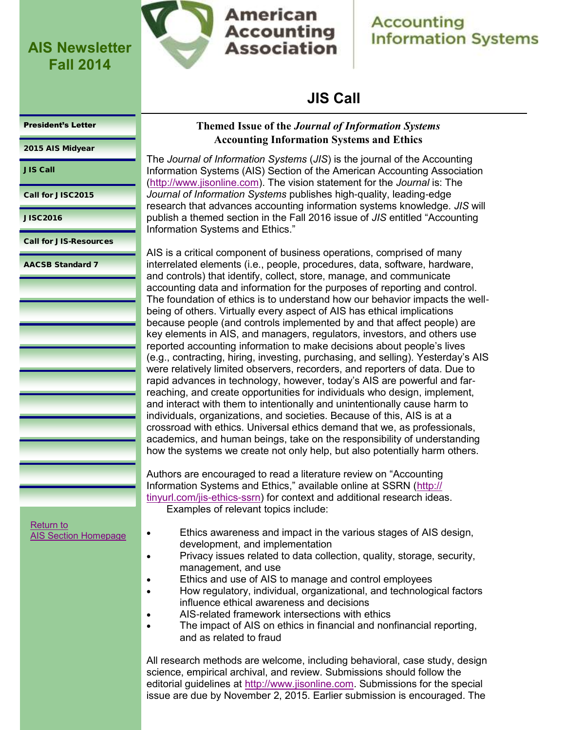# JIS Call

**Themed Issue of the *Journal of Information Systems***
**Accounting Information Systems and Ethics**

The *Journal of Information Systems* (*JIS*) is the journal of the Accounting Information Systems (AIS) Section of the American Accounting Association (http://www.jisonline.com). The vision statement for the *Journal* is: The *Journal of Information Systems* publishes high-quality, leading-edge research that advances accounting information systems knowledge. *JIS* will publish a themed section in the Fall 2016 issue of *JIS* entitled "Accounting Information Systems and Ethics."

AIS is a critical component of business operations, comprised of many interrelated elements (i.e., people, procedures, data, software, hardware, and controls) that identify, collect, store, manage, and communicate accounting data and information for the purposes of reporting and control. The foundation of ethics is to understand how our behavior impacts the well-being of others. Virtually every aspect of AIS has ethical implications because people (and controls implemented by and that affect people) are key elements in AIS, and managers, regulators, investors, and others use reported accounting information to make decisions about people's lives (e.g., contracting, hiring, investing, purchasing, and selling). Yesterday's AIS were relatively limited observers, recorders, and reporters of data. Due to rapid advances in technology, however, today's AIS are powerful and far-reaching, and create opportunities for individuals who design, implement, and interact with them to intentionally and unintentionally cause harm to individuals, organizations, and societies. Because of this, AIS is at a crossroad with ethics. Universal ethics demand that we, as professionals, academics, and human beings, take on the responsibility of understanding how the systems we create not only help, but also potentially harm others.

Authors are encouraged to read a literature review on "Accounting Information Systems and Ethics," available online at SSRN (http://tinyurl.com/jis-ethics-ssrn) for context and additional research ideas.
Examples of relevant topics include:

- Ethics awareness and impact in the various stages of AIS design, development, and implementation
- Privacy issues related to data collection, quality, storage, security, management, and use
- Ethics and use of AIS to manage and control employees
- How regulatory, individual, organizational, and technological factors influence ethical awareness and decisions
- AIS-related framework intersections with ethics
- The impact of AIS on ethics in financial and nonfinancial reporting, and as related to fraud

All research methods are welcome, including behavioral, case study, design science, empirical archival, and review. Submissions should follow the editorial guidelines at http://www.jisonline.com. Submissions for the special issue are due by November 2, 2015. Earlier submission is encouraged. The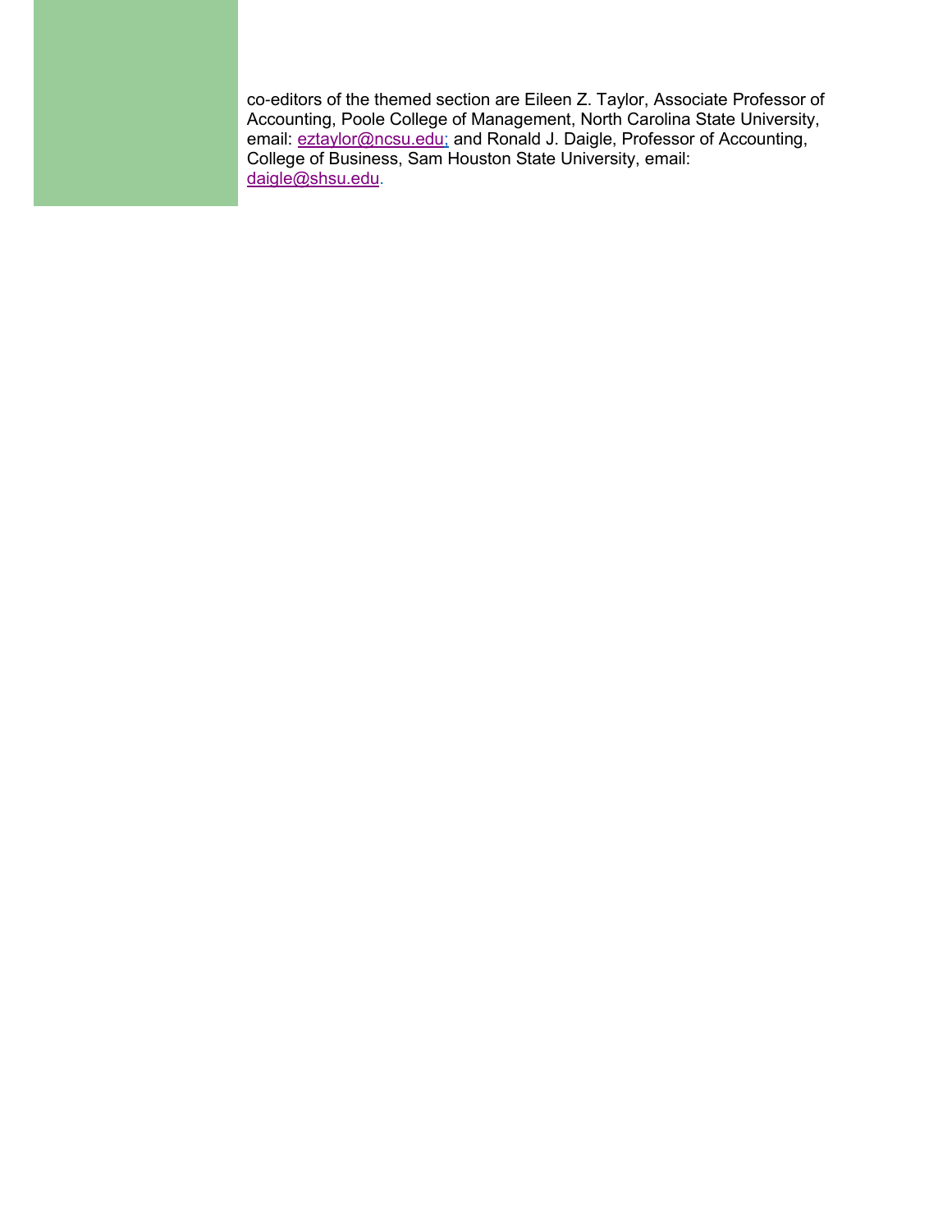co-editors of the themed section are Eileen Z. Taylor, Associate Professor of Accounting, Poole College of Management, North Carolina State University, email: eztaylor@ncsu.edu; and Ronald J. Daigle, Professor of Accounting, College of Business, Sam Houston State University, email: daigle@shsu.edu.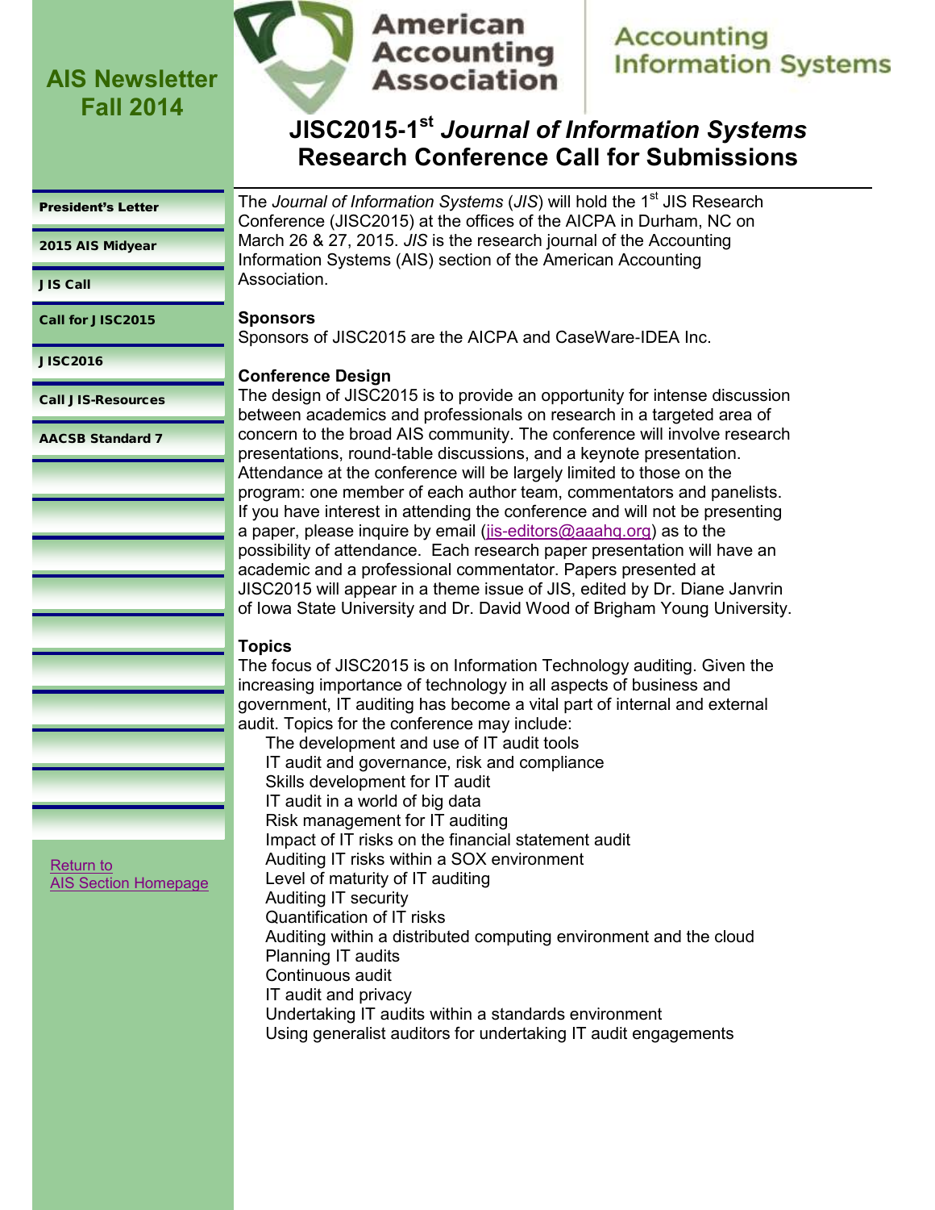AIS Newsletter Fall 2014

- President's Letter
- 2015 AIS Midyear
- JIS Call
- Call for JISC2015
- JISC2016
- Call JIS-Resources
- AACSB Standard 7

Return to AIS Section Homepage

American Accounting Association | Accounting Information Systems

# JISC2015-1st *Journal of Information Systems* Research Conference Call for Submissions

The *Journal of Information Systems* (*JIS*) will hold the 1st JIS Research Conference (JISC2015) at the offices of the AICPA in Durham, NC on March 26 & 27, 2015. *JIS* is the research journal of the Accounting Information Systems (AIS) section of the American Accounting Association.

**Sponsors**

Sponsors of JISC2015 are the AICPA and CaseWare-IDEA Inc.

**Conference Design**

The design of JISC2015 is to provide an opportunity for intense discussion between academics and professionals on research in a targeted area of concern to the broad AIS community. The conference will involve research presentations, round-table discussions, and a keynote presentation. Attendance at the conference will be largely limited to those on the program: one member of each author team, commentators and panelists. If you have interest in attending the conference and will not be presenting a paper, please inquire by email (jis-editors@aaahq.org) as to the possibility of attendance. Each research paper presentation will have an academic and a professional commentator. Papers presented at JISC2015 will appear in a theme issue of JIS, edited by Dr. Diane Janvrin of Iowa State University and Dr. David Wood of Brigham Young University.

**Topics**

The focus of JISC2015 is on Information Technology auditing. Given the increasing importance of technology in all aspects of business and government, IT auditing has become a vital part of internal and external audit. Topics for the conference may include:

- The development and use of IT audit tools
- IT audit and governance, risk and compliance
- Skills development for IT audit
- IT audit in a world of big data
- Risk management for IT auditing
- Impact of IT risks on the financial statement audit
- Auditing IT risks within a SOX environment
- Level of maturity of IT auditing
- Auditing IT security
- Quantification of IT risks
- Auditing within a distributed computing environment and the cloud
- Planning IT audits
- Continuous audit
- IT audit and privacy
- Undertaking IT audits within a standards environment
- Using generalist auditors for undertaking IT audit engagements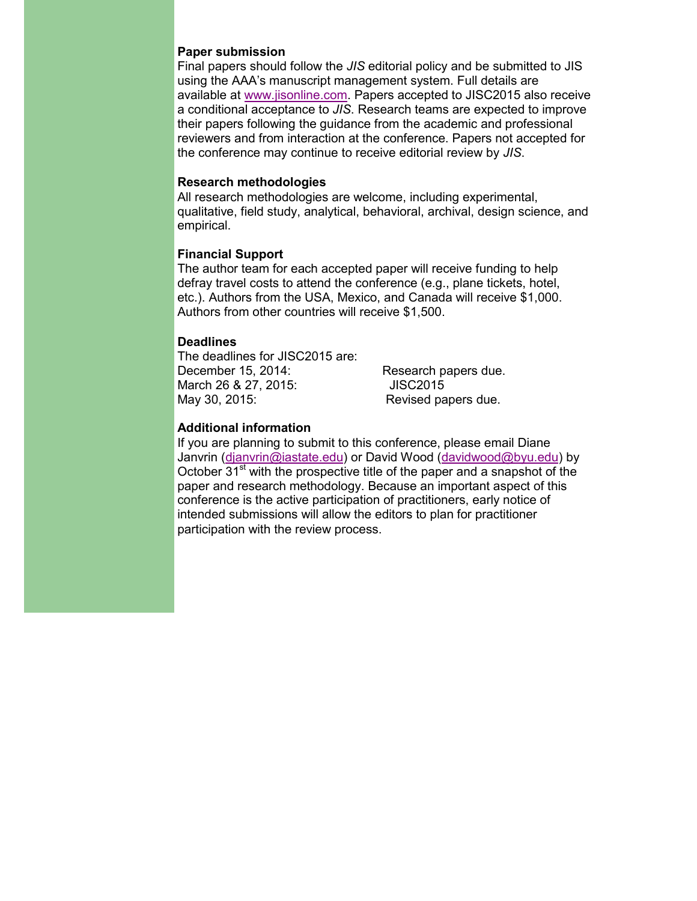### Paper submission

Final papers should follow the *JIS* editorial policy and be submitted to JIS using the AAA's manuscript management system. Full details are available at [www.jisonline.com](http://www.jisonline.com). Papers accepted to JISC2015 also receive a conditional acceptance to *JIS*. Research teams are expected to improve their papers following the guidance from the academic and professional reviewers and from interaction at the conference. Papers not accepted for the conference may continue to receive editorial review by *JIS*.

### Research methodologies

All research methodologies are welcome, including experimental, qualitative, field study, analytical, behavioral, archival, design science, and empirical.

### Financial Support

The author team for each accepted paper will receive funding to help defray travel costs to attend the conference (e.g., plane tickets, hotel, etc.). Authors from the USA, Mexico, and Canada will receive $1,000. Authors from other countries will receive $1,500.

### Deadlines

The deadlines for JISC2015 are:

| | |
|---|---|
| December 15, 2014: | Research papers due. |
| March 26 & 27, 2015: | JISC2015 |
| May 30, 2015: | Revised papers due. |

### Additional information

If you are planning to submit to this conference, please email Diane Janvrin ([djanvrin@iastate.edu](mailto:djanvrin@iastate.edu)) or David Wood ([davidwood@byu.edu](mailto:davidwood@byu.edu)) by October 31st with the prospective title of the paper and a snapshot of the paper and research methodology. Because an important aspect of this conference is the active participation of practitioners, early notice of intended submissions will allow the editors to plan for practitioner participation with the review process.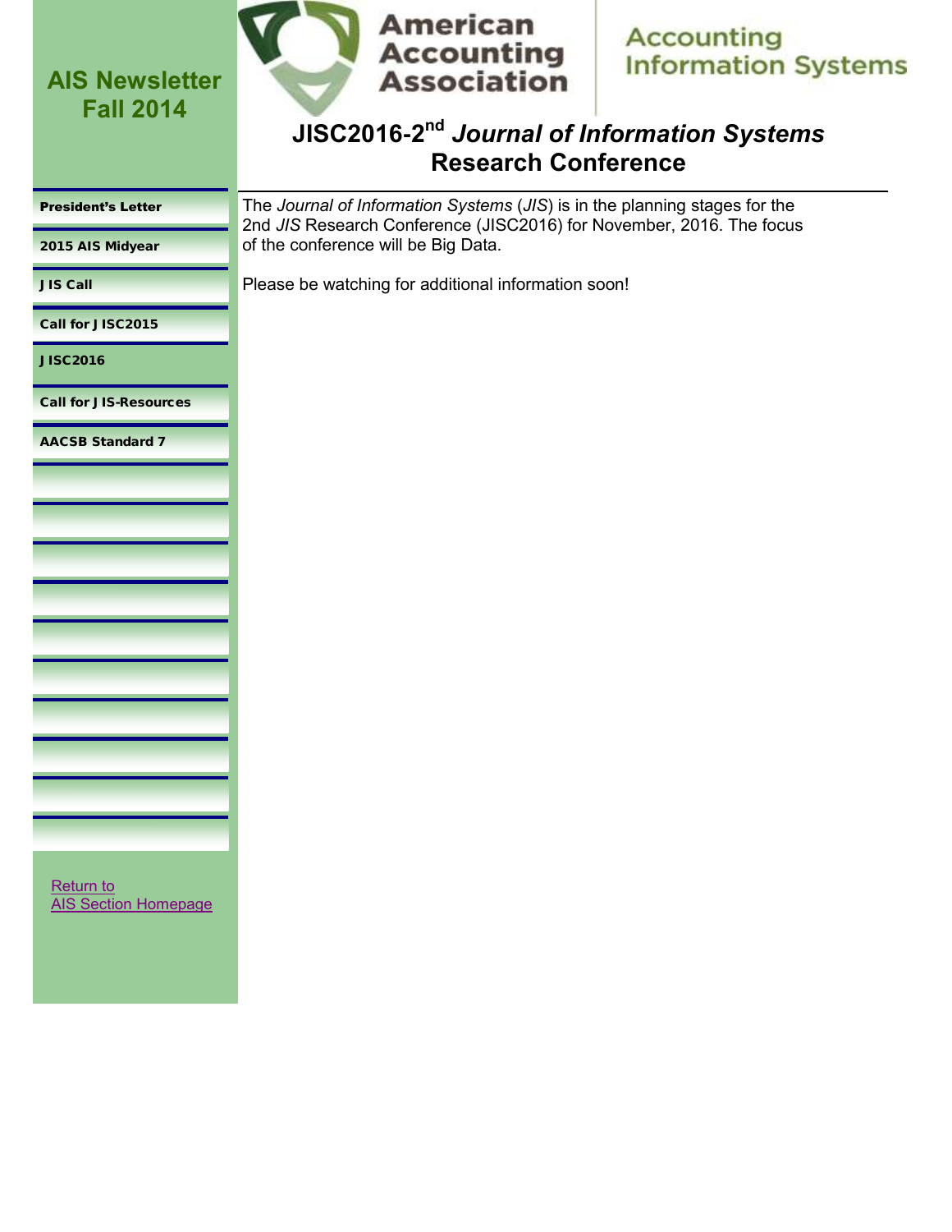# AIS Newsletter Fall 2014

American Accounting Association

Accounting Information Systems

## JISC2016-2nd *Journal of Information Systems* Research Conference

- President's Letter
- 2015 AIS Midyear
- JIS Call
- Call for JISC2015
- JISC2016
- Call for JIS-Resources
- AACSB Standard 7

The *Journal of Information Systems* (*JIS*) is in the planning stages for the 2nd *JIS* Research Conference (JISC2016) for November, 2016. The focus of the conference will be Big Data.

Please be watching for additional information soon!

Return to
AIS Section Homepage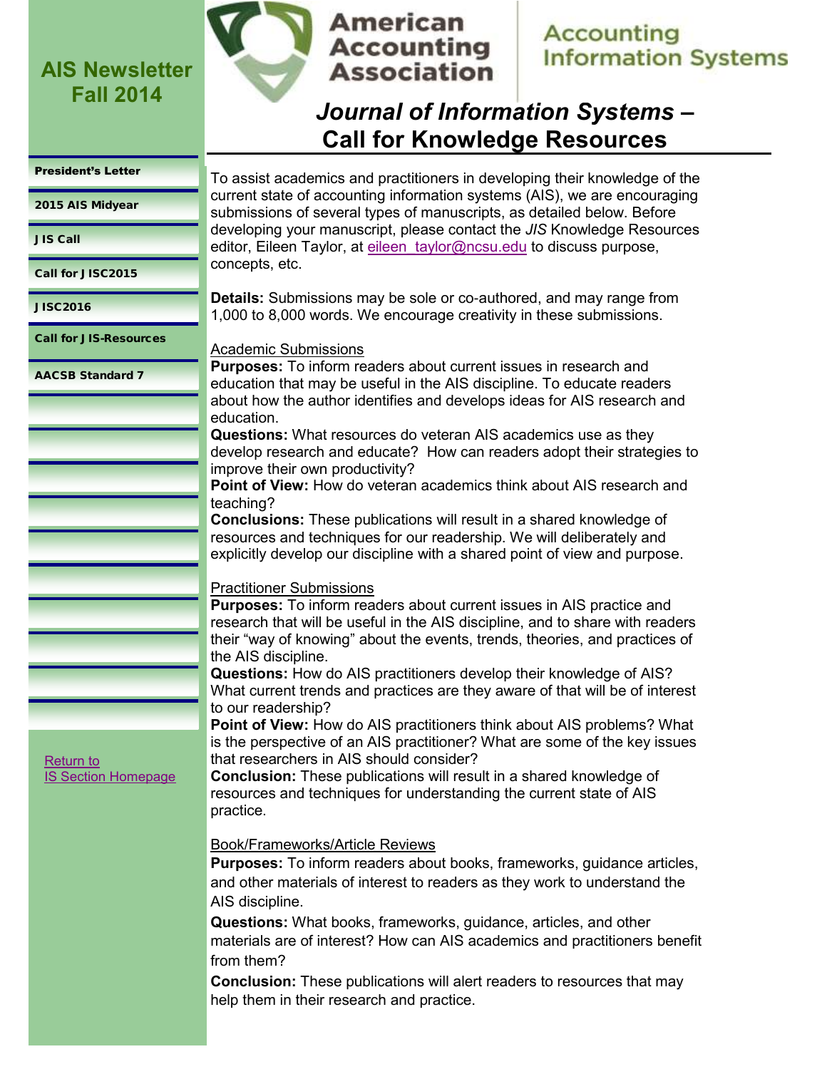AIS Newsletter Fall 2014

American Accounting Association | Accounting Information Systems

- President's Letter
- 2015 AIS Midyear
- JIS Call
- Call for JISC2015
- JISC2016
- Call for JIS-Resources
- AACSB Standard 7

[Return to IS Section Homepage]

# *Journal of Information Systems* – Call for Knowledge Resources

To assist academics and practitioners in developing their knowledge of the current state of accounting information systems (AIS), we are encouraging submissions of several types of manuscripts, as detailed below. Before developing your manuscript, please contact the *JIS* Knowledge Resources editor, Eileen Taylor, at eileen_taylor@ncsu.edu to discuss purpose, concepts, etc.

**Details:** Submissions may be sole or co-authored, and may range from 1,000 to 8,000 words. We encourage creativity in these submissions.

## Academic Submissions

**Purposes:** To inform readers about current issues in research and education that may be useful in the AIS discipline. To educate readers about how the author identifies and develops ideas for AIS research and education.

**Questions:** What resources do veteran AIS academics use as they develop research and educate? How can readers adopt their strategies to improve their own productivity?

**Point of View:** How do veteran academics think about AIS research and teaching?

**Conclusions:** These publications will result in a shared knowledge of resources and techniques for our readership. We will deliberately and explicitly develop our discipline with a shared point of view and purpose.

## Practitioner Submissions

**Purposes:** To inform readers about current issues in AIS practice and research that will be useful in the AIS discipline, and to share with readers their "way of knowing" about the events, trends, theories, and practices of the AIS discipline.

**Questions:** How do AIS practitioners develop their knowledge of AIS? What current trends and practices are they aware of that will be of interest to our readership?

**Point of View:** How do AIS practitioners think about AIS problems? What is the perspective of an AIS practitioner? What are some of the key issues that researchers in AIS should consider?

**Conclusion:** These publications will result in a shared knowledge of resources and techniques for understanding the current state of AIS practice.

## Book/Frameworks/Article Reviews

**Purposes:** To inform readers about books, frameworks, guidance articles, and other materials of interest to readers as they work to understand the AIS discipline.

**Questions:** What books, frameworks, guidance, articles, and other materials are of interest? How can AIS academics and practitioners benefit from them?

**Conclusion:** These publications will alert readers to resources that may help them in their research and practice.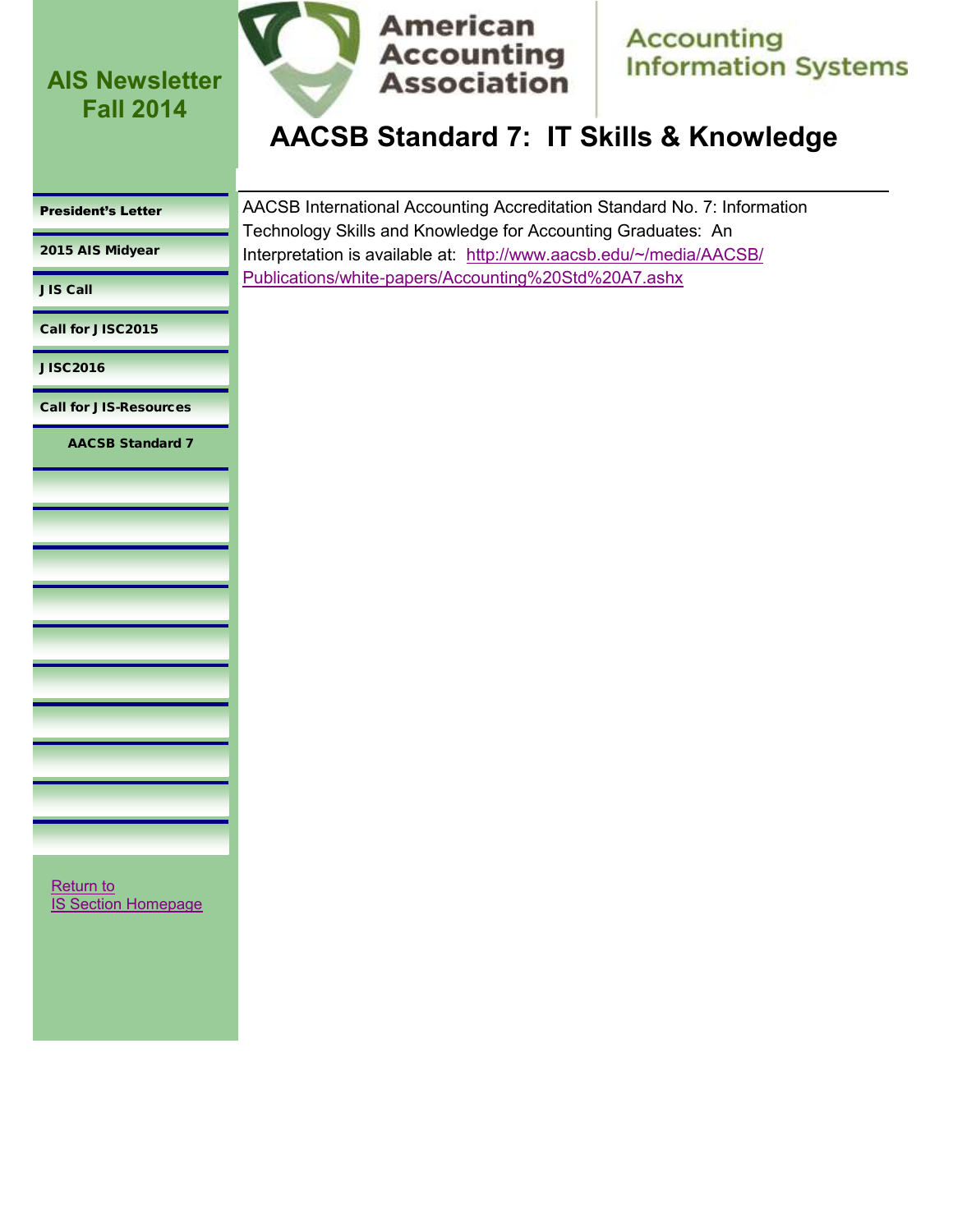AIS Newsletter Fall 2014

American Accounting Association

Accounting Information Systems

# AACSB Standard 7: IT Skills & Knowledge

- President's Letter
- 2015 AIS Midyear
- JIS Call
- Call for JISC2015
- JISC2016
- Call for JIS-Resources
- AACSB Standard 7

Return to
IS Section Homepage

AACSB International Accounting Accreditation Standard No. 7: Information Technology Skills and Knowledge for Accounting Graduates: An Interpretation is available at: http://www.aacsb.edu/~/media/AACSB/Publications/white-papers/Accounting%20Std%20A7.ashx